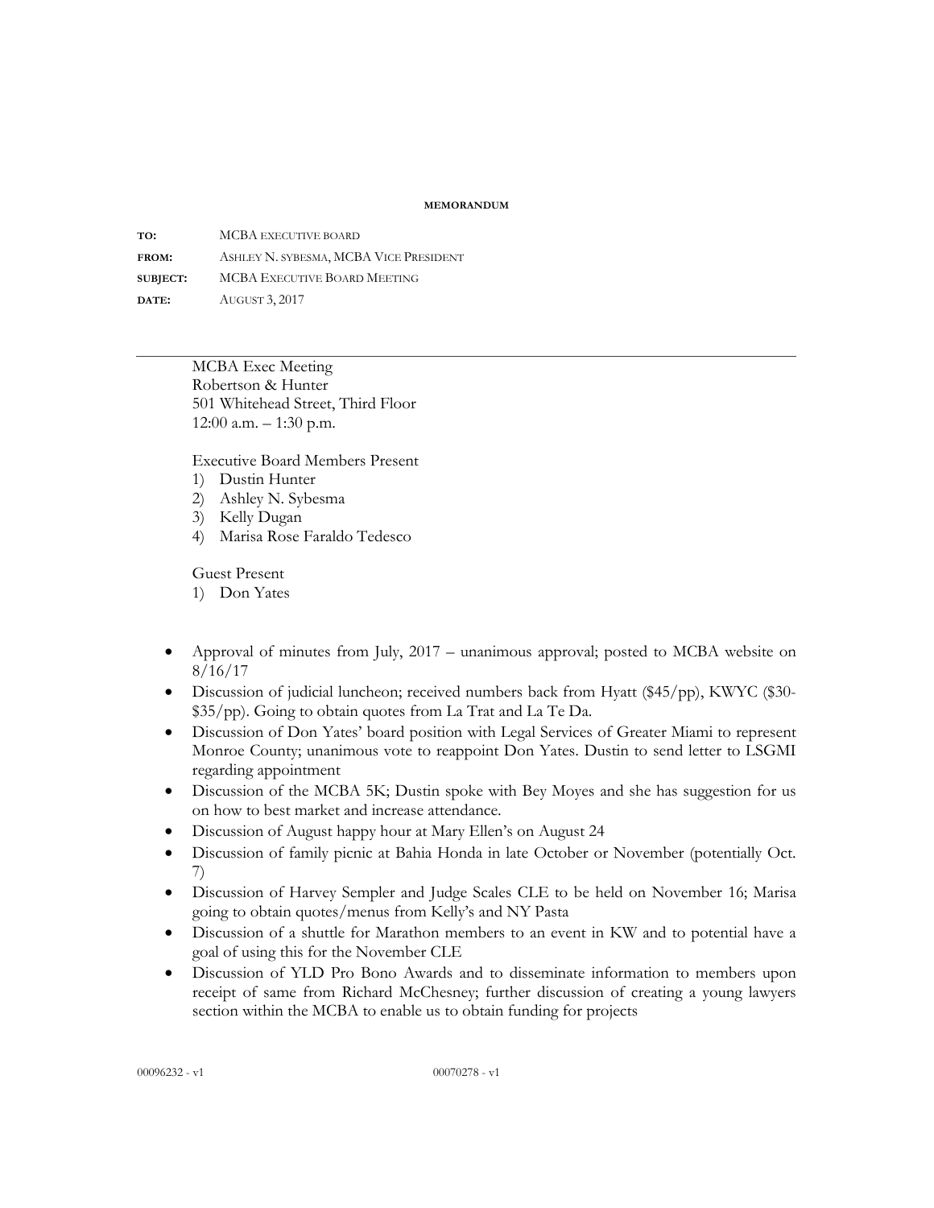**MEMORANDUM**

**TO:** MCBA EXECUTIVE BOARD

**FROM:** ASHLEY N. SYBESMA, MCBA VICE PRESIDENT

**SUBJECT:** MCBA EXECUTIVE BOARD MEETING

**DATE:** AUGUST 3, 2017

---

MCBA Exec Meeting
Robertson & Hunter
501 Whitehead Street, Third Floor
12:00 a.m. – 1:30 p.m.

Executive Board Members Present
1) Dustin Hunter
2) Ashley N. Sybesma
3) Kelly Dugan
4) Marisa Rose Faraldo Tedesco

Guest Present
1) Don Yates

- Approval of minutes from July, 2017 – unanimous approval; posted to MCBA website on 8/16/17
- Discussion of judicial luncheon; received numbers back from Hyatt ($45/pp), KWYC ($30-$35/pp). Going to obtain quotes from La Trat and La Te Da.
- Discussion of Don Yates' board position with Legal Services of Greater Miami to represent Monroe County; unanimous vote to reappoint Don Yates. Dustin to send letter to LSGMI regarding appointment
- Discussion of the MCBA 5K; Dustin spoke with Bey Moyes and she has suggestion for us on how to best market and increase attendance.
- Discussion of August happy hour at Mary Ellen's on August 24
- Discussion of family picnic at Bahia Honda in late October or November (potentially Oct. 7)
- Discussion of Harvey Sempler and Judge Scales CLE to be held on November 16; Marisa going to obtain quotes/menus from Kelly's and NY Pasta
- Discussion of a shuttle for Marathon members to an event in KW and to potential have a goal of using this for the November CLE
- Discussion of YLD Pro Bono Awards and to disseminate information to members upon receipt of same from Richard McChesney; further discussion of creating a young lawyers section within the MCBA to enable us to obtain funding for projects

00096232 - v1 00070278 - v1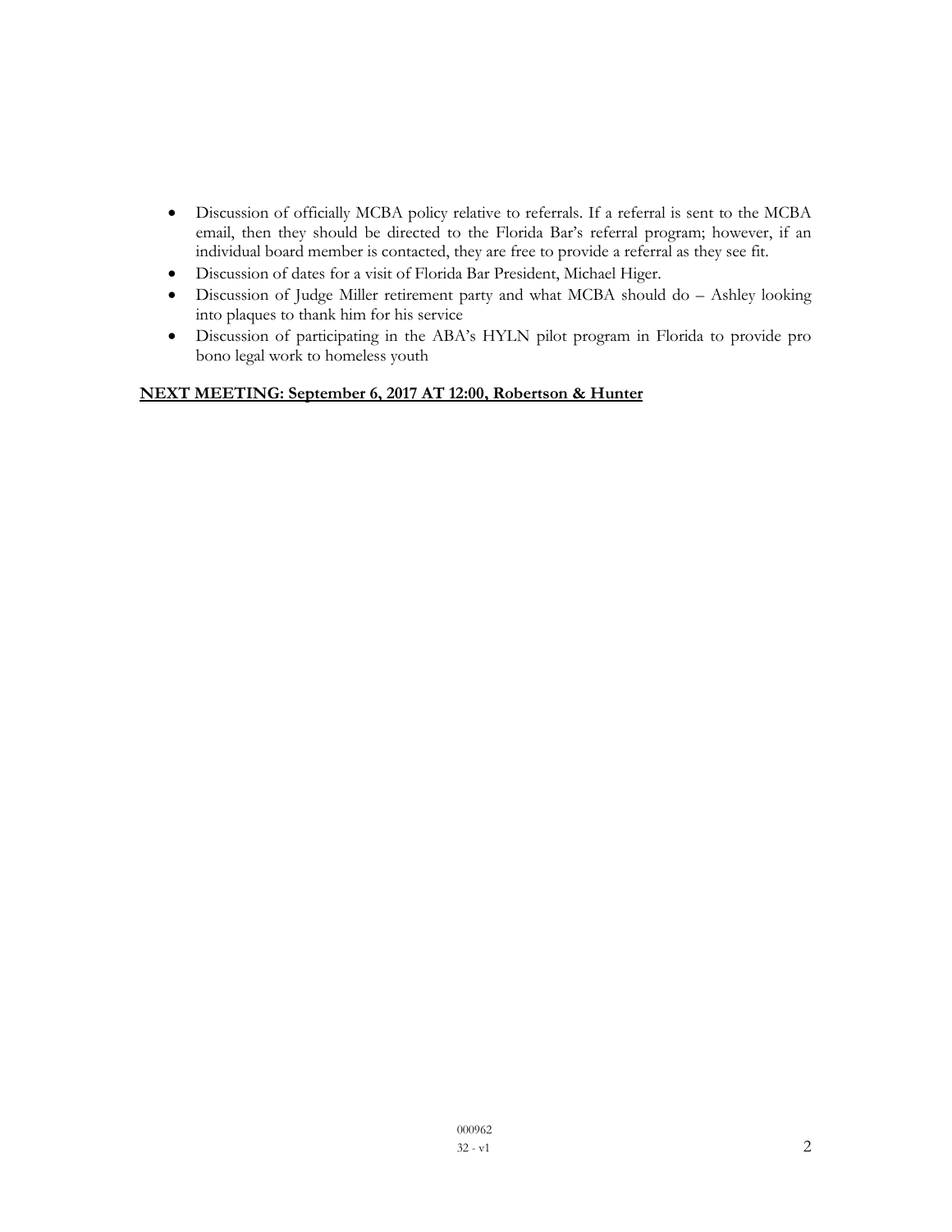- Discussion of officially MCBA policy relative to referrals. If a referral is sent to the MCBA email, then they should be directed to the Florida Bar's referral program; however, if an individual board member is contacted, they are free to provide a referral as they see fit.
- Discussion of dates for a visit of Florida Bar President, Michael Higer.
- Discussion of Judge Miller retirement party and what MCBA should do – Ashley looking into plaques to thank him for his service
- Discussion of participating in the ABA's HYLN pilot program in Florida to provide pro bono legal work to homeless youth

**NEXT MEETING: September 6, 2017 AT 12:00, Robertson & Hunter**

000962
32 - v1